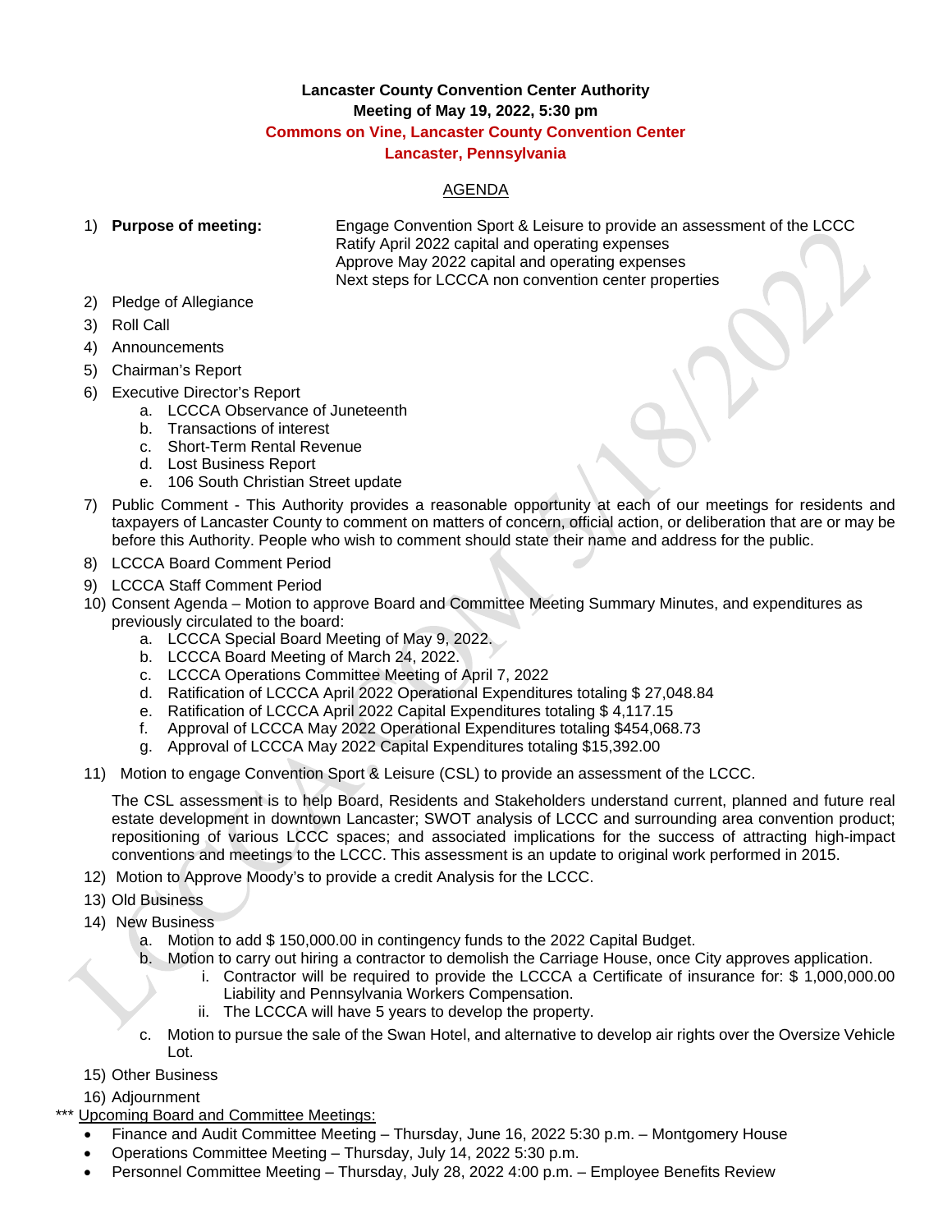**Lancaster County Convention Center Authority**
**Meeting of May 19, 2022, 5:30 pm**
**Commons on Vine, Lancaster County Convention Center**
**Lancaster, Pennsylvania**

AGENDA

1) **Purpose of meeting:** Engage Convention Sport & Leisure to provide an assessment of the LCCC
   Ratify April 2022 capital and operating expenses
   Approve May 2022 capital and operating expenses
   Next steps for LCCCA non convention center properties
2) Pledge of Allegiance
3) Roll Call
4) Announcements
5) Chairman's Report
6) Executive Director's Report
   a. LCCCA Observance of Juneteenth
   b. Transactions of interest
   c. Short-Term Rental Revenue
   d. Lost Business Report
   e. 106 South Christian Street update
7) Public Comment - This Authority provides a reasonable opportunity at each of our meetings for residents and taxpayers of Lancaster County to comment on matters of concern, official action, or deliberation that are or may be before this Authority. People who wish to comment should state their name and address for the public.
8) LCCCA Board Comment Period
9) LCCCA Staff Comment Period
10) Consent Agenda – Motion to approve Board and Committee Meeting Summary Minutes, and expenditures as previously circulated to the board:
    a. LCCCA Special Board Meeting of May 9, 2022.
    b. LCCCA Board Meeting of March 24, 2022.
    c. LCCCA Operations Committee Meeting of April 7, 2022
    d. Ratification of LCCCA April 2022 Operational Expenditures totaling $ 27,048.84
    e. Ratification of LCCCA April 2022 Capital Expenditures totaling $ 4,117.15
    f. Approval of LCCCA May 2022 Operational Expenditures totaling $454,068.73
    g. Approval of LCCCA May 2022 Capital Expenditures totaling $15,392.00
11) Motion to engage Convention Sport & Leisure (CSL) to provide an assessment of the LCCC.

    The CSL assessment is to help Board, Residents and Stakeholders understand current, planned and future real estate development in downtown Lancaster; SWOT analysis of LCCC and surrounding area convention product; repositioning of various LCCC spaces; and associated implications for the success of attracting high-impact conventions and meetings to the LCCC. This assessment is an update to original work performed in 2015.
12) Motion to Approve Moody's to provide a credit Analysis for the LCCC.
13) Old Business
14) New Business
    a. Motion to add $ 150,000.00 in contingency funds to the 2022 Capital Budget.
    b. Motion to carry out hiring a contractor to demolish the Carriage House, once City approves application.
       i. Contractor will be required to provide the LCCCA a Certificate of insurance for: $ 1,000,000.00 Liability and Pennsylvania Workers Compensation.
       ii. The LCCCA will have 5 years to develop the property.
    c. Motion to pursue the sale of the Swan Hotel, and alternative to develop air rights over the Oversize Vehicle Lot.
15) Other Business
16) Adjournment

\*\*\* Upcoming Board and Committee Meetings:

- Finance and Audit Committee Meeting – Thursday, June 16, 2022 5:30 p.m. – Montgomery House
- Operations Committee Meeting – Thursday, July 14, 2022 5:30 p.m.
- Personnel Committee Meeting – Thursday, July 28, 2022 4:00 p.m. – Employee Benefits Review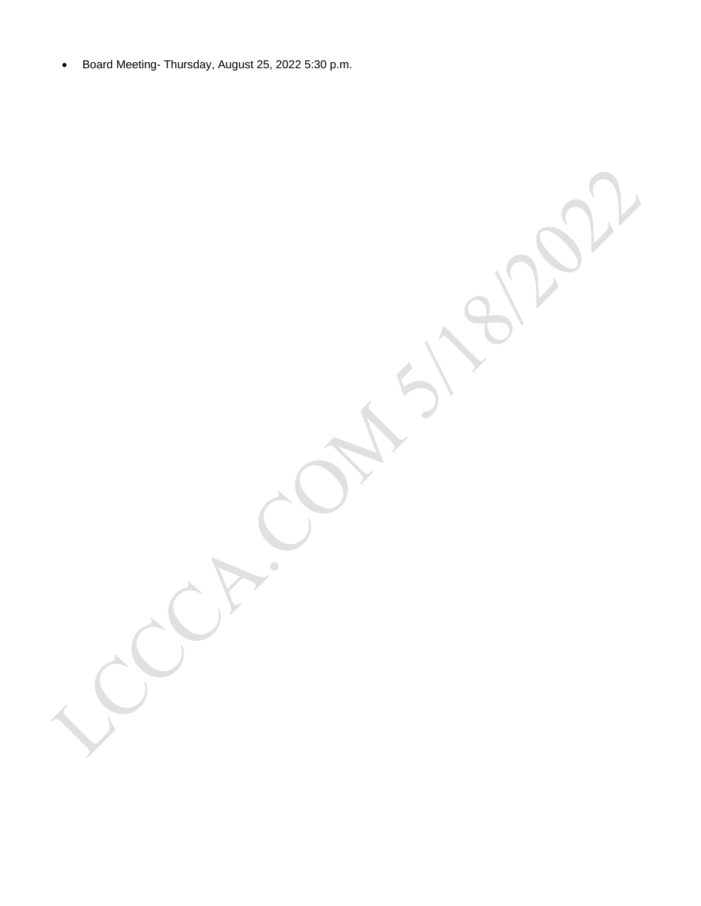- Board Meeting- Thursday, August 25, 2022 5:30 p.m.